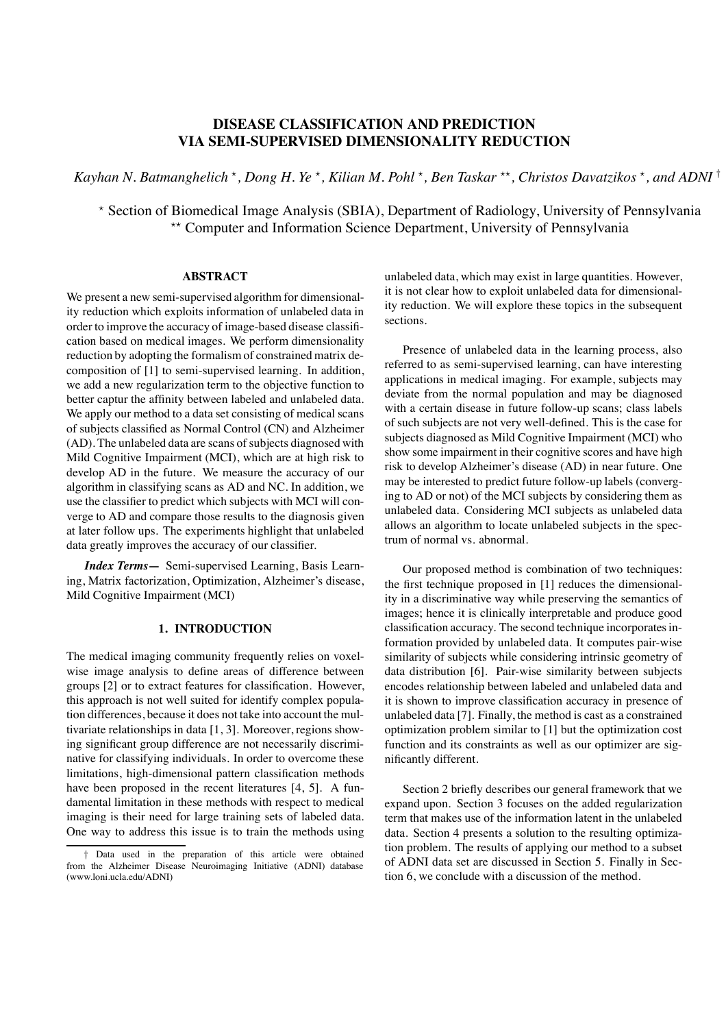# DISEASE CLASSIFICATION AND PREDICTION VIA SEMI-SUPERVISED DIMENSIONALITY REDUCTION

*Kayhan N. Batmanghelich* [⋆], *Dong H. Ye* [⋆], *Kilian M. Pohl* [⋆], *Ben Taskar* [⋆⋆], *Christos Davatzikos* [⋆], *and ADNI* [†]

[⋆] Section of Biomedical Image Analysis (SBIA), Department of Radiology, University of Pennsylvania
[⋆⋆] Computer and Information Science Department, University of Pennsylvania

## ABSTRACT

We present a new semi-supervised algorithm for dimensionality reduction which exploits information of unlabeled data in order to improve the accuracy of image-based disease classification based on medical images. We perform dimensionality reduction by adopting the formalism of constrained matrix decomposition of [1] to semi-supervised learning. In addition, we add a new regularization term to the objective function to better captur the affinity between labeled and unlabeled data. We apply our method to a data set consisting of medical scans of subjects classified as Normal Control (CN) and Alzheimer (AD). The unlabeled data are scans of subjects diagnosed with Mild Cognitive Impairment (MCI), which are at high risk to develop AD in the future. We measure the accuracy of our algorithm in classifying scans as AD and NC. In addition, we use the classifier to predict which subjects with MCI will converge to AD and compare those results to the diagnosis given at later follow ups. The experiments highlight that unlabeled data greatly improves the accuracy of our classifier.

***Index Terms*—** Semi-supervised Learning, Basis Learning, Matrix factorization, Optimization, Alzheimer's disease, Mild Cognitive Impairment (MCI)

## 1. INTRODUCTION

The medical imaging community frequently relies on voxel-wise image analysis to define areas of difference between groups [2] or to extract features for classification. However, this approach is not well suited for identify complex population differences, because it does not take into account the multivariate relationships in data [1, 3]. Moreover, regions showing significant group difference are not necessarily discriminative for classifying individuals. In order to overcome these limitations, high-dimensional pattern classification methods have been proposed in the recent literatures [4, 5]. A fundamental limitation in these methods with respect to medical imaging is their need for large training sets of labeled data. One way to address this issue is to train the methods using unlabeled data, which may exist in large quantities. However, it is not clear how to exploit unlabeled data for dimensionality reduction. We will explore these topics in the subsequent sections.

Presence of unlabeled data in the learning process, also referred to as semi-supervised learning, can have interesting applications in medical imaging. For example, subjects may deviate from the normal population and may be diagnosed with a certain disease in future follow-up scans; class labels of such subjects are not very well-defined. This is the case for subjects diagnosed as Mild Cognitive Impairment (MCI) who show some impairment in their cognitive scores and have high risk to develop Alzheimer's disease (AD) in near future. One may be interested to predict future follow-up labels (converging to AD or not) of the MCI subjects by considering them as unlabeled data. Considering MCI subjects as unlabeled data allows an algorithm to locate unlabeled subjects in the spectrum of normal vs. abnormal.

Our proposed method is combination of two techniques: the first technique proposed in [1] reduces the dimensionality in a discriminative way while preserving the semantics of images; hence it is clinically interpretable and produce good classification accuracy. The second technique incorporates information provided by unlabeled data. It computes pair-wise similarity of subjects while considering intrinsic geometry of data distribution [6]. Pair-wise similarity between subjects encodes relationship between labeled and unlabeled data and it is shown to improve classification accuracy in presence of unlabeled data [7]. Finally, the method is cast as a constrained optimization problem similar to [1] but the optimization cost function and its constraints as well as our optimizer are significantly different.

Section 2 briefly describes our general framework that we expand upon. Section 3 focuses on the added regularization term that makes use of the information latent in the unlabeled data. Section 4 presents a solution to the resulting optimization problem. The results of applying our method to a subset of ADNI data set are discussed in Section 5. Finally in Section 6, we conclude with a discussion of the method.

[†] Data used in the preparation of this article were obtained from the Alzheimer Disease Neuroimaging Initiative (ADNI) database (www.loni.ucla.edu/ADNI)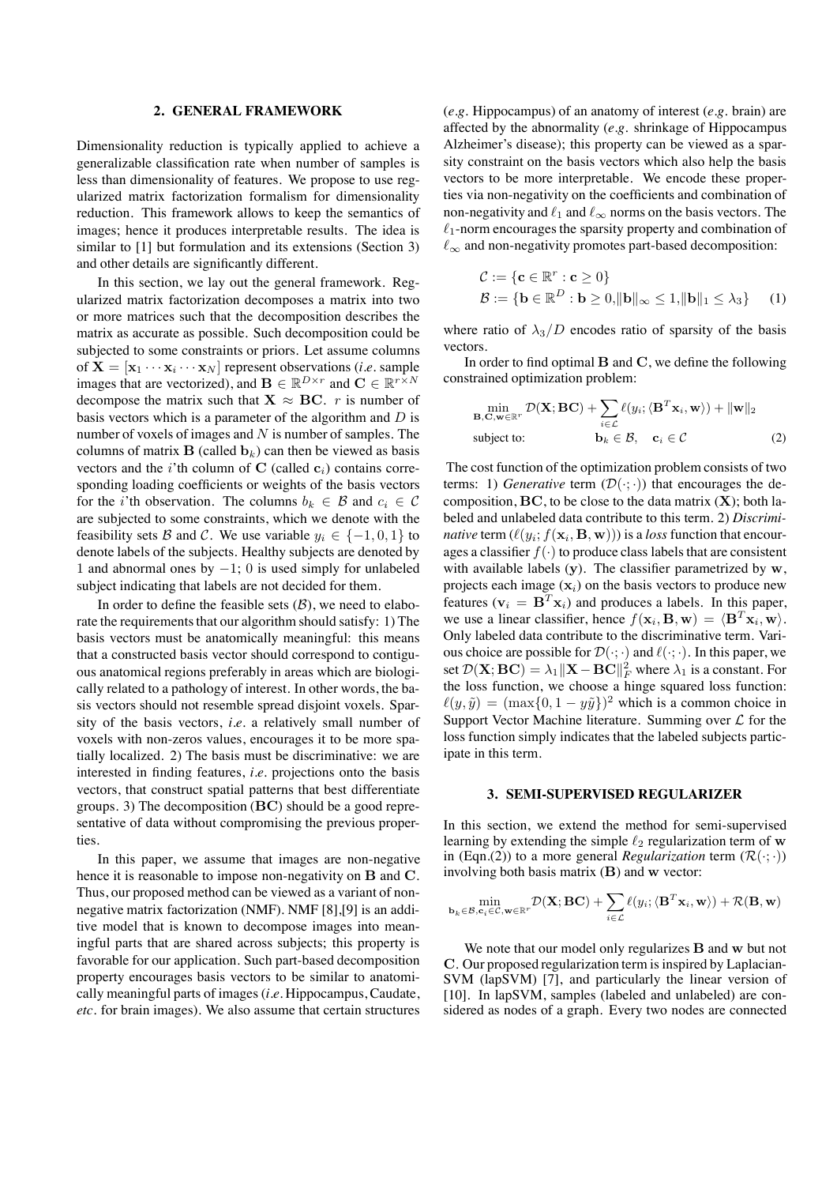## 2. GENERAL FRAMEWORK

Dimensionality reduction is typically applied to achieve a generalizable classification rate when number of samples is less than dimensionality of features. We propose to use regularized matrix factorization formalism for dimensionality reduction. This framework allows to keep the semantics of images; hence it produces interpretable results. The idea is similar to [1] but formulation and its extensions (Section 3) and other details are significantly different.

In this section, we lay out the general framework. Regularized matrix factorization decomposes a matrix into two or more matrices such that the decomposition describes the matrix as accurate as possible. Such decomposition could be subjected to some constraints or priors. Let assume columns of $\mathbf{X} = [\mathbf{x}_1 \cdots \mathbf{x}_i \cdots \mathbf{x}_N]$ represent observations (*i.e.* sample images that are vectorized), and $\mathbf{B} \in \mathbb{R}^{D \times r}$ and $\mathbf{C} \in \mathbb{R}^{r \times N}$ decompose the matrix such that $\mathbf{X} \approx \mathbf{BC}$. $r$ is number of basis vectors which is a parameter of the algorithm and $D$ is number of voxels of images and $N$ is number of samples. The columns of matrix $\mathbf{B}$ (called $\mathbf{b}_k$) can then be viewed as basis vectors and the $i$'th column of $\mathbf{C}$ (called $\mathbf{c}_i$) contains corresponding loading coefficients or weights of the basis vectors for the $i$'th observation. The columns $b_k \in \mathcal{B}$ and $c_i \in \mathcal{C}$ are subjected to some constraints, which we denote with the feasibility sets $\mathcal{B}$ and $\mathcal{C}$. We use variable $y_i \in \{-1, 0, 1\}$ to denote labels of the subjects. Healthy subjects are denoted by 1 and abnormal ones by $-1$; 0 is used simply for unlabeled subject indicating that labels are not decided for them.

In order to define the feasible sets ($\mathcal{B}$), we need to elaborate the requirements that our algorithm should satisfy: 1) The basis vectors must be anatomically meaningful: this means that a constructed basis vector should correspond to contiguous anatomical regions preferably in areas which are biologically related to a pathology of interest. In other words, the basis vectors should not resemble spread disjoint voxels. Sparsity of the basis vectors, *i.e.* a relatively small number of voxels with non-zeros values, encourages it to be more spatially localized. 2) The basis must be discriminative: we are interested in finding features, *i.e.* projections onto the basis vectors, that construct spatial patterns that best differentiate groups. 3) The decomposition ($\mathbf{BC}$) should be a good representative of data without compromising the previous properties.

In this paper, we assume that images are non-negative hence it is reasonable to impose non-negativity on $\mathbf{B}$ and $\mathbf{C}$. Thus, our proposed method can be viewed as a variant of non-negative matrix factorization (NMF). NMF [8],[9] is an additive model that is known to decompose images into meaningful parts that are shared across subjects; this property is favorable for our application. Such part-based decomposition property encourages basis vectors to be similar to anatomically meaningful parts of images (*i.e.* Hippocampus, Caudate, *etc*. for brain images). We also assume that certain structures (*e.g.* Hippocampus) of an anatomy of interest (*e.g.* brain) are affected by the abnormality (*e.g.* shrinkage of Hippocampus Alzheimer's disease); this property can be viewed as a sparsity constraint on the basis vectors which also help the basis vectors to be more interpretable. We encode these properties via non-negativity on the coefficients and combination of non-negativity and $\ell_1$ and $\ell_\infty$ norms on the basis vectors. The $\ell_1$-norm encourages the sparsity property and combination of $\ell_\infty$ and non-negativity promotes part-based decomposition:

$$
\begin{aligned}
&\mathcal{C} := \{\mathbf{c} \in \mathbb{R}^r : \mathbf{c} \geq 0\} \\
&\mathcal{B} := \{\mathbf{b} \in \mathbb{R}^D : \mathbf{b} \geq 0, \|\mathbf{b}\|_\infty \leq 1, \|\mathbf{b}\|_1 \leq \lambda_3\} \quad (1)
\end{aligned}
$$

where ratio of $\lambda_3/D$ encodes ratio of sparsity of the basis vectors.

In order to find optimal $\mathbf{B}$ and $\mathbf{C}$, we define the following constrained optimization problem:

$$
\begin{aligned}
&\min_{\mathbf{B},\mathbf{C},\mathbf{w} \in \mathbb{R}^r} \mathcal{D}(\mathbf{X}; \mathbf{BC}) + \sum_{i \in \mathcal{L}} \ell(y_i; \langle \mathbf{B}^T \mathbf{x}_i, \mathbf{w} \rangle) + \|\mathbf{w}\|_2 \\
&\text{subject to:} \qquad \mathbf{b}_k \in \mathcal{B}, \quad \mathbf{c}_i \in \mathcal{C} \quad (2)
\end{aligned}
$$

The cost function of the optimization problem consists of two terms: 1) *Generative* term ($\mathcal{D}(\cdot;\cdot)$) that encourages the decomposition, $\mathbf{BC}$, to be close to the data matrix ($\mathbf{X}$); both labeled and unlabeled data contribute to this term. 2) *Discriminative* term ($\ell(y_i; f(\mathbf{x}_i, \mathbf{B}, \mathbf{w}))$) is a *loss* function that encourages a classifier $f(\cdot)$ to produce class labels that are consistent with available labels ($\mathbf{y}$). The classifier parametrized by $\mathbf{w}$, projects each image ($\mathbf{x}_i$) on the basis vectors to produce new features ($\mathbf{v}_i = \mathbf{B}^T \mathbf{x}_i$) and produces a labels. In this paper, we use a linear classifier, hence $f(\mathbf{x}_i, \mathbf{B}, \mathbf{w}) = \langle \mathbf{B}^T \mathbf{x}_i, \mathbf{w} \rangle$. Only labeled data contribute to the discriminative term. Various choice are possible for $\mathcal{D}(\cdot;\cdot)$ and $\ell(\cdot;\cdot)$. In this paper, we set $\mathcal{D}(\mathbf{X}; \mathbf{BC}) = \lambda_1 \|\mathbf{X} - \mathbf{BC}\|_F^2$ where $\lambda_1$ is a constant. For the loss function, we choose a hinge squared loss function: $\ell(y, \tilde{y}) = (\max\{0, 1 - y\tilde{y}\})^2$ which is a common choice in Support Vector Machine literature. Summing over $\mathcal{L}$ for the loss function simply indicates that the labeled subjects participate in this term.

## 3. SEMI-SUPERVISED REGULARIZER

In this section, we extend the method for semi-supervised learning by extending the simple $\ell_2$ regularization term of $\mathbf{w}$ in (Eqn.(2)) to a more general *Regularization* term ($\mathcal{R}(\cdot;\cdot)$) involving both basis matrix ($\mathbf{B}$) and $\mathbf{w}$ vector:

$$
\min_{\mathbf{b}_k \in \mathcal{B}, \mathbf{c}_i \in \mathcal{C}, \mathbf{w} \in \mathbb{R}^r} \mathcal{D}(\mathbf{X}; \mathbf{BC}) + \sum_{i \in \mathcal{L}} \ell(y_i; \langle \mathbf{B}^T \mathbf{x}_i, \mathbf{w} \rangle) + \mathcal{R}(\mathbf{B}, \mathbf{w})
$$

We note that our model only regularizes $\mathbf{B}$ and $\mathbf{w}$ but not $\mathbf{C}$. Our proposed regularization term is inspired by Laplacian-SVM (lapSVM) [7], and particularly the linear version of [10]. In lapSVM, samples (labeled and unlabeled) are considered as nodes of a graph. Every two nodes are connected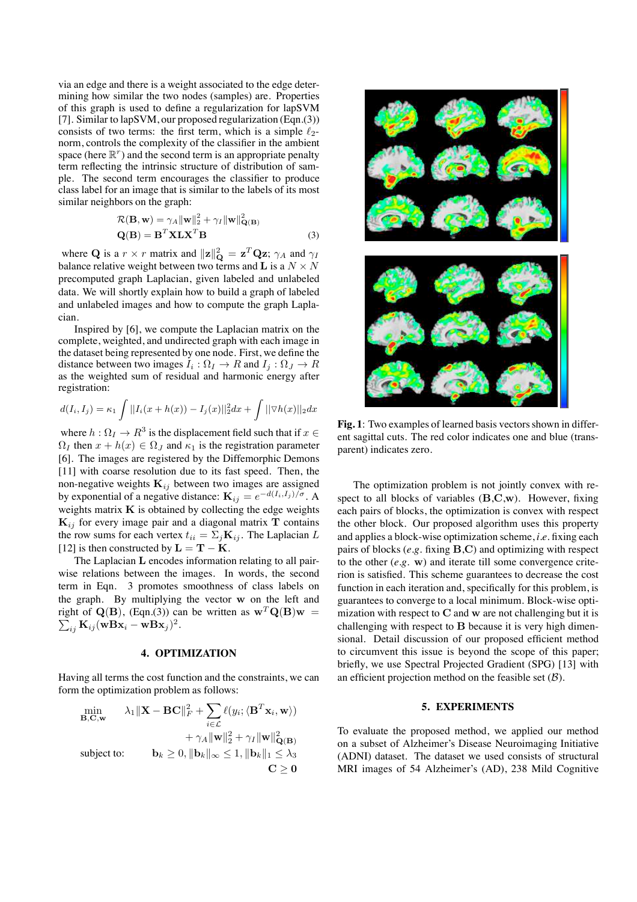via an edge and there is a weight associated to the edge determining how similar the two nodes (samples) are. Properties of this graph is used to define a regularization for lapSVM [7]. Similar to lapSVM, our proposed regularization (Eqn.(3)) consists of two terms: the first term, which is a simple $\ell_2$-norm, controls the complexity of the classifier in the ambient space (here $\mathbb{R}^r$) and the second term is an appropriate penalty term reflecting the intrinsic structure of distribution of sample. The second term encourages the classifier to produce class label for an image that is similar to the labels of its most similar neighbors on the graph:

$$
\begin{aligned}
\mathcal{R}(\mathbf{B}, \mathbf{w}) &= \gamma_A \|\mathbf{w}\|_2^2 + \gamma_I \|\mathbf{w}\|_{\mathbf{Q}(\mathbf{B})}^2 \\
\mathbf{Q}(\mathbf{B}) &= \mathbf{B}^T \mathbf{X} \mathbf{L} \mathbf{X}^T \mathbf{B}
\end{aligned} \tag{3}
$$

where $\mathbf{Q}$ is a $r \times r$ matrix and $\|\mathbf{z}\|_{\mathbf{Q}}^2 = \mathbf{z}^T \mathbf{Q} \mathbf{z}$; $\gamma_A$ and $\gamma_I$ balance relative weight between two terms and $\mathbf{L}$ is a $N \times N$ precomputed graph Laplacian, given labeled and unlabeled data. We will shortly explain how to build a graph of labeled and unlabeled images and how to compute the graph Laplacian.

Inspired by [6], we compute the Laplacian matrix on the complete, weighted, and undirected graph with each image in the dataset being represented by one node. First, we define the distance between two images $I_i : \Omega_I \rightarrow R$ and $I_j : \Omega_J \rightarrow R$ as the weighted sum of residual and harmonic energy after registration:

$$
d(I_i, I_j) = \kappa_1 \int ||I_i(x + h(x)) - I_j(x)||_2^2 dx + \int ||\nabla h(x)||_2 dx
$$

where $h : \Omega_I \rightarrow R^3$ is the displacement field such that if $x \in \Omega_I$ then $x + h(x) \in \Omega_J$ and $\kappa_1$ is the registration parameter [6]. The images are registered by the Diffemorphic Demons [11] with coarse resolution due to its fast speed. Then, the non-negative weights $\mathbf{K}_{ij}$ between two images are assigned by exponential of a negative distance: $\mathbf{K}_{ij} = e^{-d(I_i, I_j)/\sigma}$. A weights matrix $\mathbf{K}$ is obtained by collecting the edge weights $\mathbf{K}_{ij}$ for every image pair and a diagonal matrix $\mathbf{T}$ contains the row sums for each vertex $t_{ii} = \Sigma_j \mathbf{K}_{ij}$. The Laplacian $L$ [12] is then constructed by $\mathbf{L} = \mathbf{T} - \mathbf{K}$.

The Laplacian $\mathbf{L}$ encodes information relating to all pairwise relations between the images. In words, the second term in Eqn. 3 promotes smoothness of class labels on the graph. By multiplying the vector $\mathbf{w}$ on the left and right of $\mathbf{Q}(\mathbf{B})$, (Eqn.(3)) can be written as $\mathbf{w}^T \mathbf{Q}(\mathbf{B}) \mathbf{w} = \sum_{ij} \mathbf{K}_{ij} (\mathbf{w} \mathbf{B} \mathbf{x}_i - \mathbf{w} \mathbf{B} \mathbf{x}_j)^2$.

## 4. OPTIMIZATION

Having all terms the cost function and the constraints, we can form the optimization problem as follows:

$$
\begin{aligned}
\min_{\mathbf{B}, \mathbf{C}, \mathbf{w}} \quad & \lambda_1 \|\mathbf{X} - \mathbf{B}\mathbf{C}\|_F^2 + \sum_{i \in \mathcal{L}} \ell(y_i; \langle \mathbf{B}^T \mathbf{x}_i, \mathbf{w} \rangle) \\
& + \gamma_A \|\mathbf{w}\|_2^2 + \gamma_I \|\mathbf{w}\|_{\mathbf{Q}(\mathbf{B})}^2 \\
\text{subject to:} \quad & \mathbf{b}_k \geq 0, \|\mathbf{b}_k\|_\infty \leq 1, \|\mathbf{b}_k\|_1 \leq \lambda_3 \\
& \mathbf{C} \geq \mathbf{0}
\end{aligned}
$$

**Fig. 1**: Two examples of learned basis vectors shown in different sagittal cuts. The red color indicates one and blue (transparent) indicates zero.

The optimization problem is not jointly convex with respect to all blocks of variables (**B**,**C**,**w**). However, fixing each pairs of blocks, the optimization is convex with respect the other block. Our proposed algorithm uses this property and applies a block-wise optimization scheme, *i.e.* fixing each pairs of blocks (*e.g.* fixing **B**,**C**) and optimizing with respect to the other (*e.g.* **w**) and iterate till some convergence criterion is satisfied. This scheme guarantees to decrease the cost function in each iteration and, specifically for this problem, is guarantees to converge to a local minimum. Block-wise optimization with respect to **C** and **w** are not challenging but it is challenging with respect to **B** because it is very high dimensional. Detail discussion of our proposed efficient method to circumvent this issue is beyond the scope of this paper; briefly, we use Spectral Projected Gradient (SPG) [13] with an efficient projection method on the feasible set ($\mathcal{B}$).

## 5. EXPERIMENTS

To evaluate the proposed method, we applied our method on a subset of Alzheimer's Disease Neuroimaging Initiative (ADNI) dataset. The dataset we used consists of structural MRI images of 54 Alzheimer's (AD), 238 Mild Cognitive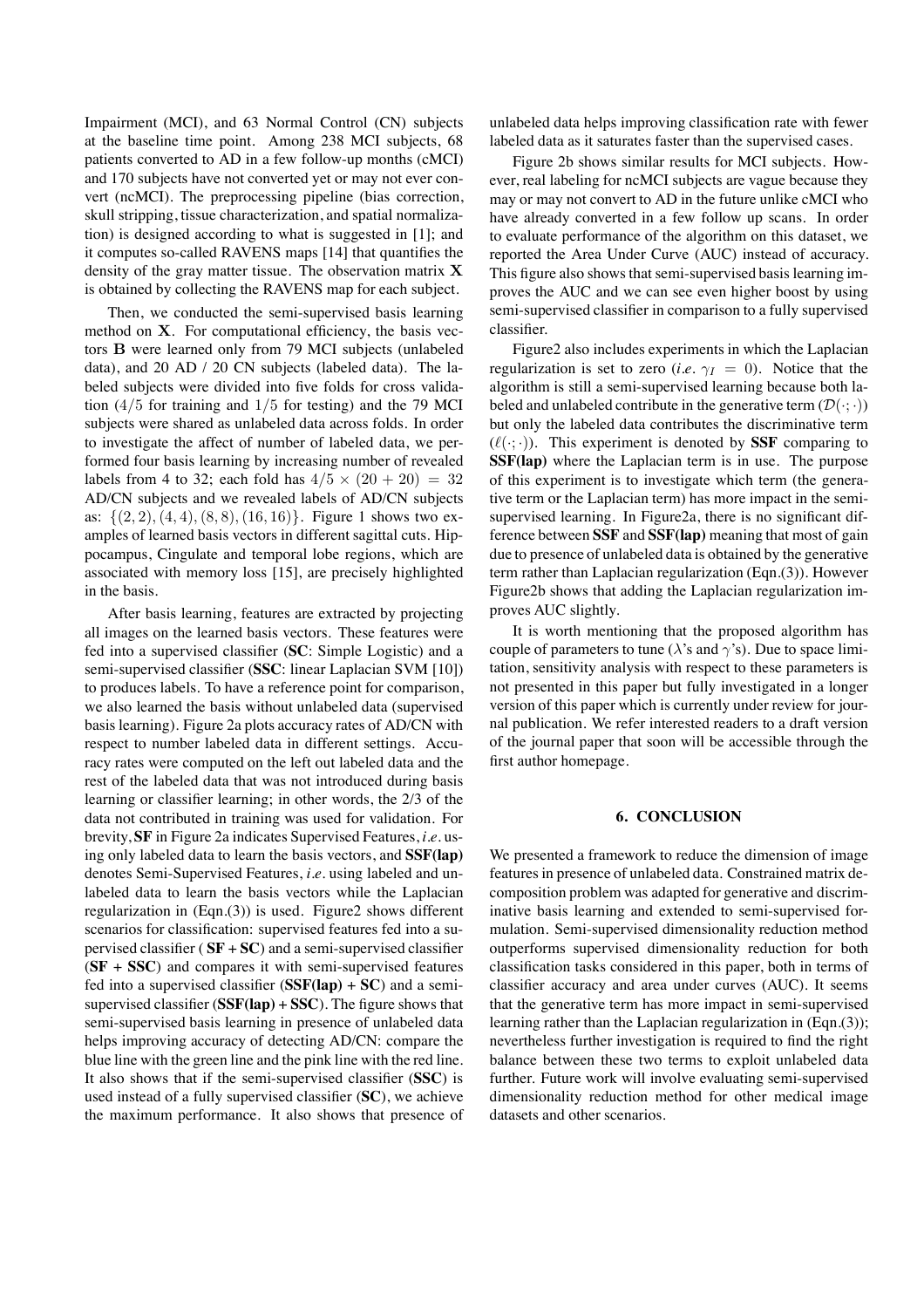Impairment (MCI), and 63 Normal Control (CN) subjects at the baseline time point. Among 238 MCI subjects, 68 patients converted to AD in a few follow-up months (cMCI) and 170 subjects have not converted yet or may not ever convert (ncMCI). The preprocessing pipeline (bias correction, skull stripping, tissue characterization, and spatial normalization) is designed according to what is suggested in [1]; and it computes so-called RAVENS maps [14] that quantifies the density of the gray matter tissue. The observation matrix $\mathbf{X}$ is obtained by collecting the RAVENS map for each subject.

Then, we conducted the semi-supervised basis learning method on $\mathbf{X}$. For computational efficiency, the basis vectors $\mathbf{B}$ were learned only from 79 MCI subjects (unlabeled data), and 20 AD / 20 CN subjects (labeled data). The labeled subjects were divided into five folds for cross validation ($4/5$ for training and $1/5$ for testing) and the 79 MCI subjects were shared as unlabeled data across folds. In order to investigate the affect of number of labeled data, we performed four basis learning by increasing number of revealed labels from 4 to 32; each fold has $4/5 \times (20 + 20) = 32$ AD/CN subjects and we revealed labels of AD/CN subjects as: $\{(2, 2), (4, 4), (8, 8), (16, 16)\}$. Figure 1 shows two examples of learned basis vectors in different sagittal cuts. Hippocampus, Cingulate and temporal lobe regions, which are associated with memory loss [15], are precisely highlighted in the basis.

After basis learning, features are extracted by projecting all images on the learned basis vectors. These features were fed into a supervised classifier (**SC**: Simple Logistic) and a semi-supervised classifier (**SSC**: linear Laplacian SVM [10]) to produces labels. To have a reference point for comparison, we also learned the basis without unlabeled data (supervised basis learning). Figure 2a plots accuracy rates of AD/CN with respect to number labeled data in different settings. Accuracy rates were computed on the left out labeled data and the rest of the labeled data that was not introduced during basis learning or classifier learning; in other words, the 2/3 of the data not contributed in training was used for validation. For brevity, **SF** in Figure 2a indicates Supervised Features, *i.e.* using only labeled data to learn the basis vectors, and **SSF(lap)** denotes Semi-Supervised Features, *i.e.* using labeled and unlabeled data to learn the basis vectors while the Laplacian regularization in (Eqn.(3)) is used. Figure2 shows different scenarios for classification: supervised features fed into a supervised classifier ( **SF + SC**) and a semi-supervised classifier (**SF + SSC**) and compares it with semi-supervised features fed into a supervised classifier (**SSF(lap) + SC**) and a semi-supervised classifier (**SSF(lap) + SSC**). The figure shows that semi-supervised basis learning in presence of unlabeled data helps improving accuracy of detecting AD/CN: compare the blue line with the green line and the pink line with the red line. It also shows that if the semi-supervised classifier (**SSC**) is used instead of a fully supervised classifier (**SC**), we achieve the maximum performance. It also shows that presence of unlabeled data helps improving classification rate with fewer labeled data as it saturates faster than the supervised cases.

Figure 2b shows similar results for MCI subjects. However, real labeling for ncMCI subjects are vague because they may or may not convert to AD in the future unlike cMCI who have already converted in a few follow up scans. In order to evaluate performance of the algorithm on this dataset, we reported the Area Under Curve (AUC) instead of accuracy. This figure also shows that semi-supervised basis learning improves the AUC and we can see even higher boost by using semi-supervised classifier in comparison to a fully supervised classifier.

Figure2 also includes experiments in which the Laplacian regularization is set to zero (*i.e.* $\gamma_I = 0$). Notice that the algorithm is still a semi-supervised learning because both labeled and unlabeled contribute in the generative term ($\mathcal{D}(\cdot;\cdot)$) but only the labeled data contributes the discriminative term ($\ell(\cdot;\cdot)$). This experiment is denoted by **SSF** comparing to **SSF(lap)** where the Laplacian term is in use. The purpose of this experiment is to investigate which term (the generative term or the Laplacian term) has more impact in the semi-supervised learning. In Figure2a, there is no significant difference between **SSF** and **SSF(lap)** meaning that most of gain due to presence of unlabeled data is obtained by the generative term rather than Laplacian regularization (Eqn.(3)). However Figure2b shows that adding the Laplacian regularization improves AUC slightly.

It is worth mentioning that the proposed algorithm has couple of parameters to tune ($\lambda$'s and $\gamma$'s). Due to space limitation, sensitivity analysis with respect to these parameters is not presented in this paper but fully investigated in a longer version of this paper which is currently under review for journal publication. We refer interested readers to a draft version of the journal paper that soon will be accessible through the first author homepage.

## 6. CONCLUSION

We presented a framework to reduce the dimension of image features in presence of unlabeled data. Constrained matrix decomposition problem was adapted for generative and discriminative basis learning and extended to semi-supervised formulation. Semi-supervised dimensionality reduction method outperforms supervised dimensionality reduction for both classification tasks considered in this paper, both in terms of classifier accuracy and area under curves (AUC). It seems that the generative term has more impact in semi-supervised learning rather than the Laplacian regularization in (Eqn.(3)); nevertheless further investigation is required to find the right balance between these two terms to exploit unlabeled data further. Future work will involve evaluating semi-supervised dimensionality reduction method for other medical image datasets and other scenarios.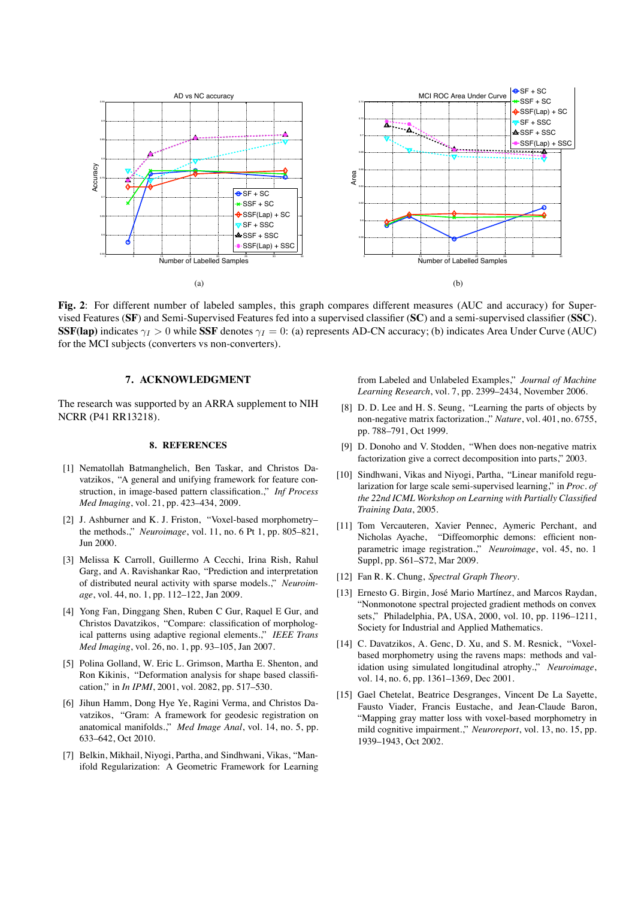AD vs NC accuracy

Accuracy

Number of Labelled Samples

SF + SC
SSF + SC
SSF(Lap) + SC
SF + SSC
SSF + SSC
SSF(Lap) + SSC

(a)

MCI ROC Area Under Curve

Area

Number of Labelled Samples

SF + SC
SSF + SC
SSF(Lap) + SC
SF + SSC
SSF + SSC
SSF(Lap) + SSC

(b)

**Fig. 2**: For different number of labeled samples, this graph compares different measures (AUC and accuracy) for Supervised Features (**SF**) and Semi-Supervised Features fed into a supervised classifier (**SC**) and a semi-supervised classifier (**SSC**). **SSF(lap)** indicates $\gamma_I > 0$ while **SSF** denotes $\gamma_I = 0$: (a) represents AD-CN accuracy; (b) indicates Area Under Curve (AUC) for the MCI subjects (converters vs non-converters).

## 7. ACKNOWLEDGMENT

The research was supported by an ARRA supplement to NIH NCRR (P41 RR13218).

## 8. REFERENCES

[1] Nematollah Batmanghelich, Ben Taskar, and Christos Davatzikos, "A general and unifying framework for feature construction, in image-based pattern classification.," *Inf Process Med Imaging*, vol. 21, pp. 423–434, 2009.

[2] J. Ashburner and K. J. Friston, "Voxel-based morphometry–the methods.," *Neuroimage*, vol. 11, no. 6 Pt 1, pp. 805–821, Jun 2000.

[3] Melissa K Carroll, Guillermo A Cecchi, Irina Rish, Rahul Garg, and A. Ravishankar Rao, "Prediction and interpretation of distributed neural activity with sparse models.," *Neuroimage*, vol. 44, no. 1, pp. 112–122, Jan 2009.

[4] Yong Fan, Dinggang Shen, Ruben C Gur, Raquel E Gur, and Christos Davatzikos, "Compare: classification of morphological patterns using adaptive regional elements.," *IEEE Trans Med Imaging*, vol. 26, no. 1, pp. 93–105, Jan 2007.

[5] Polina Golland, W. Eric L. Grimson, Martha E. Shenton, and Ron Kikinis, "Deformation analysis for shape based classification," in *In IPMI*, 2001, vol. 2082, pp. 517–530.

[6] Jihun Hamm, Dong Hye Ye, Ragini Verma, and Christos Davatzikos, "Gram: A framework for geodesic registration on anatomical manifolds.," *Med Image Anal*, vol. 14, no. 5, pp. 633–642, Oct 2010.

[7] Belkin, Mikhail, Niyogi, Partha, and Sindhwani, Vikas, "Manifold Regularization: A Geometric Framework for Learning from Labeled and Unlabeled Examples," *Journal of Machine Learning Research*, vol. 7, pp. 2399–2434, November 2006.

[8] D. D. Lee and H. S. Seung, "Learning the parts of objects by non-negative matrix factorization.," *Nature*, vol. 401, no. 6755, pp. 788–791, Oct 1999.

[9] D. Donoho and V. Stodden, "When does non-negative matrix factorization give a correct decomposition into parts," 2003.

[10] Sindhwani, Vikas and Niyogi, Partha, "Linear manifold regularization for large scale semi-supervised learning," in *Proc. of the 22nd ICML Workshop on Learning with Partially Classified Training Data*, 2005.

[11] Tom Vercauteren, Xavier Pennec, Aymeric Perchant, and Nicholas Ayache, "Diffeomorphic demons: efficient non-parametric image registration.," *Neuroimage*, vol. 45, no. 1 Suppl, pp. S61–S72, Mar 2009.

[12] Fan R. K. Chung, *Spectral Graph Theory*.

[13] Ernesto G. Birgin, José Mario Martínez, and Marcos Raydan, "Nonmonotone spectral projected gradient methods on convex sets," Philadelphia, PA, USA, 2000, vol. 10, pp. 1196–1211, Society for Industrial and Applied Mathematics.

[14] C. Davatzikos, A. Genc, D. Xu, and S. M. Resnick, "Voxel-based morphometry using the ravens maps: methods and validation using simulated longitudinal atrophy.," *Neuroimage*, vol. 14, no. 6, pp. 1361–1369, Dec 2001.

[15] Gael Chetelat, Beatrice Desgranges, Vincent De La Sayette, Fausto Viader, Francis Eustache, and Jean-Claude Baron, "Mapping gray matter loss with voxel-based morphometry in mild cognitive impairment.," *Neuroreport*, vol. 13, no. 15, pp. 1939–1943, Oct 2002.